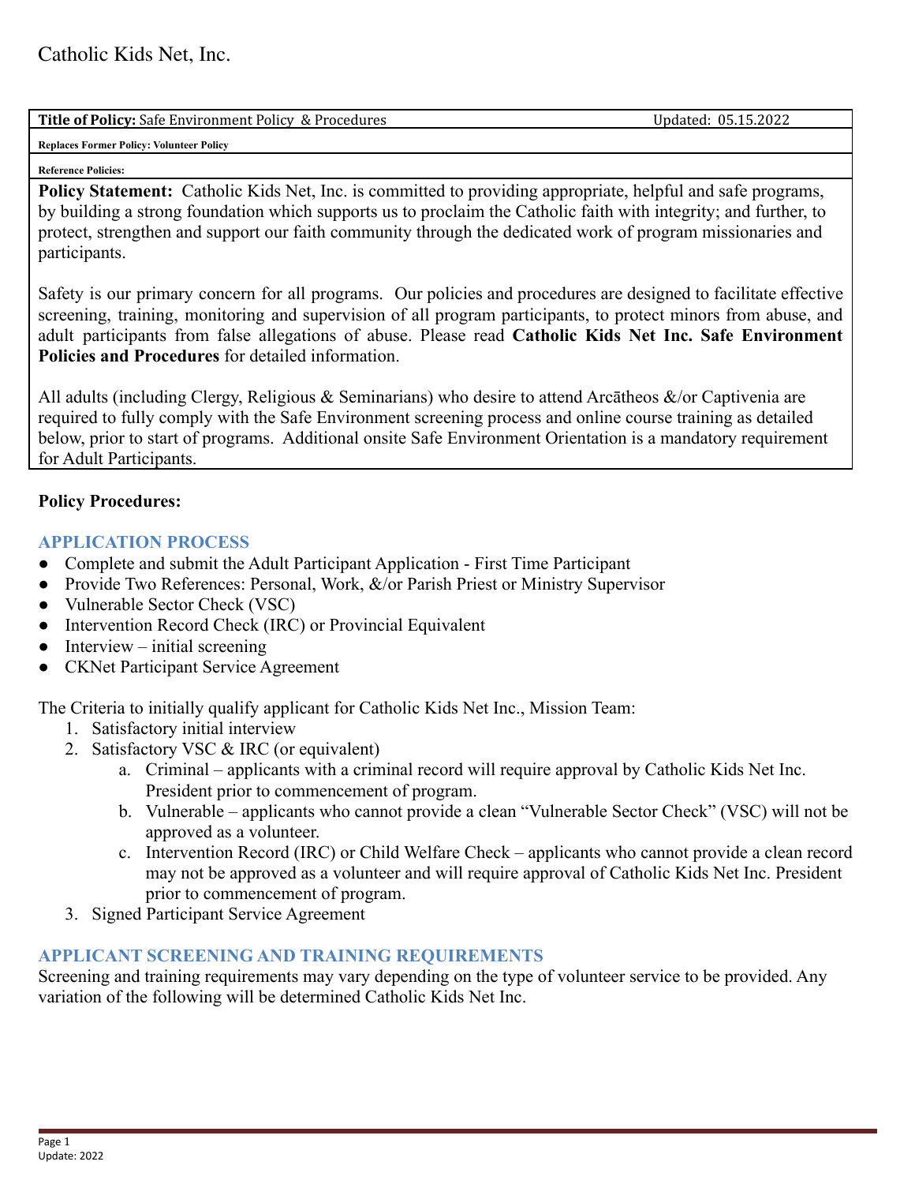Catholic Kids Net, Inc.

| **Title of Policy:** Safe Environment Policy & Procedures | Updated: 05.15.2022 |
|---|---|
| **Replaces Former Policy: Volunteer Policy** | |
| **Reference Policies:** | |

**Policy Statement:** Catholic Kids Net, Inc. is committed to providing appropriate, helpful and safe programs, by building a strong foundation which supports us to proclaim the Catholic faith with integrity; and further, to protect, strengthen and support our faith community through the dedicated work of program missionaries and participants.

Safety is our primary concern for all programs. Our policies and procedures are designed to facilitate effective screening, training, monitoring and supervision of all program participants, to protect minors from abuse, and adult participants from false allegations of abuse. Please read **Catholic Kids Net Inc. Safe Environment Policies and Procedures** for detailed information.

All adults (including Clergy, Religious & Seminarians) who desire to attend Arcātheos &/or Captivenia are required to fully comply with the Safe Environment screening process and online course training as detailed below, prior to start of programs. Additional onsite Safe Environment Orientation is a mandatory requirement for Adult Participants.

**Policy Procedures:**

## APPLICATION PROCESS

- Complete and submit the Adult Participant Application - First Time Participant
- Provide Two References: Personal, Work, &/or Parish Priest or Ministry Supervisor
- Vulnerable Sector Check (VSC)
- Intervention Record Check (IRC) or Provincial Equivalent
- Interview – initial screening
- CKNet Participant Service Agreement

The Criteria to initially qualify applicant for Catholic Kids Net Inc., Mission Team:

1. Satisfactory initial interview
2. Satisfactory VSC & IRC (or equivalent)
   a. Criminal – applicants with a criminal record will require approval by Catholic Kids Net Inc. President prior to commencement of program.
   b. Vulnerable – applicants who cannot provide a clean "Vulnerable Sector Check" (VSC) will not be approved as a volunteer.
   c. Intervention Record (IRC) or Child Welfare Check – applicants who cannot provide a clean record may not be approved as a volunteer and will require approval of Catholic Kids Net Inc. President prior to commencement of program.
3. Signed Participant Service Agreement

## APPLICANT SCREENING AND TRAINING REQUIREMENTS

Screening and training requirements may vary depending on the type of volunteer service to be provided. Any variation of the following will be determined Catholic Kids Net Inc.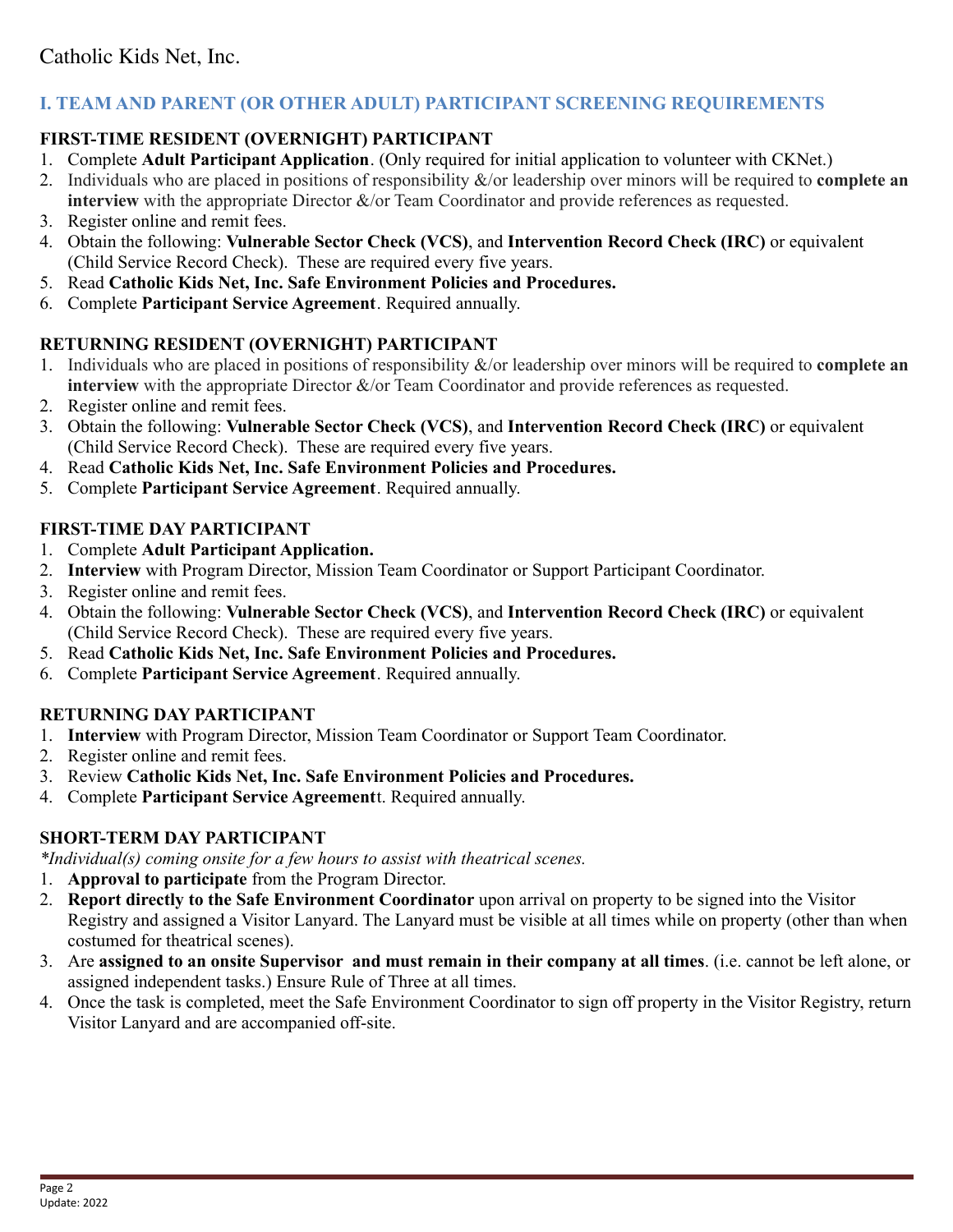Catholic Kids Net, Inc.

## I. TEAM AND PARENT (OR OTHER ADULT) PARTICIPANT SCREENING REQUIREMENTS

### FIRST-TIME RESIDENT (OVERNIGHT) PARTICIPANT

1. Complete **Adult Participant Application**. (Only required for initial application to volunteer with CKNet.)
2. Individuals who are placed in positions of responsibility &/or leadership over minors will be required to **complete an interview** with the appropriate Director &/or Team Coordinator and provide references as requested.
3. Register online and remit fees.
4. Obtain the following: **Vulnerable Sector Check (VCS)**, and **Intervention Record Check (IRC)** or equivalent (Child Service Record Check). These are required every five years.
5. Read **Catholic Kids Net, Inc. Safe Environment Policies and Procedures.**
6. Complete **Participant Service Agreement**. Required annually.

### RETURNING RESIDENT (OVERNIGHT) PARTICIPANT

1. Individuals who are placed in positions of responsibility &/or leadership over minors will be required to **complete an interview** with the appropriate Director &/or Team Coordinator and provide references as requested.
2. Register online and remit fees.
3. Obtain the following: **Vulnerable Sector Check (VCS)**, and **Intervention Record Check (IRC)** or equivalent (Child Service Record Check). These are required every five years.
4. Read **Catholic Kids Net, Inc. Safe Environment Policies and Procedures.**
5. Complete **Participant Service Agreement**. Required annually.

### FIRST-TIME DAY PARTICIPANT

1. Complete **Adult Participant Application.**
2. **Interview** with Program Director, Mission Team Coordinator or Support Participant Coordinator.
3. Register online and remit fees.
4. Obtain the following: **Vulnerable Sector Check (VCS)**, and **Intervention Record Check (IRC)** or equivalent (Child Service Record Check). These are required every five years.
5. Read **Catholic Kids Net, Inc. Safe Environment Policies and Procedures.**
6. Complete **Participant Service Agreement**. Required annually.

### RETURNING DAY PARTICIPANT

1. **Interview** with Program Director, Mission Team Coordinator or Support Team Coordinator.
2. Register online and remit fees.
3. Review **Catholic Kids Net, Inc. Safe Environment Policies and Procedures.**
4. Complete **Participant Service Agreement**t. Required annually.

### SHORT-TERM DAY PARTICIPANT

*\*Individual(s) coming onsite for a few hours to assist with theatrical scenes.*

1. **Approval to participate** from the Program Director.
2. **Report directly to the Safe Environment Coordinator** upon arrival on property to be signed into the Visitor Registry and assigned a Visitor Lanyard. The Lanyard must be visible at all times while on property (other than when costumed for theatrical scenes).
3. Are **assigned to an onsite Supervisor and must remain in their company at all times**. (i.e. cannot be left alone, or assigned independent tasks.) Ensure Rule of Three at all times.
4. Once the task is completed, meet the Safe Environment Coordinator to sign off property in the Visitor Registry, return Visitor Lanyard and are accompanied off-site.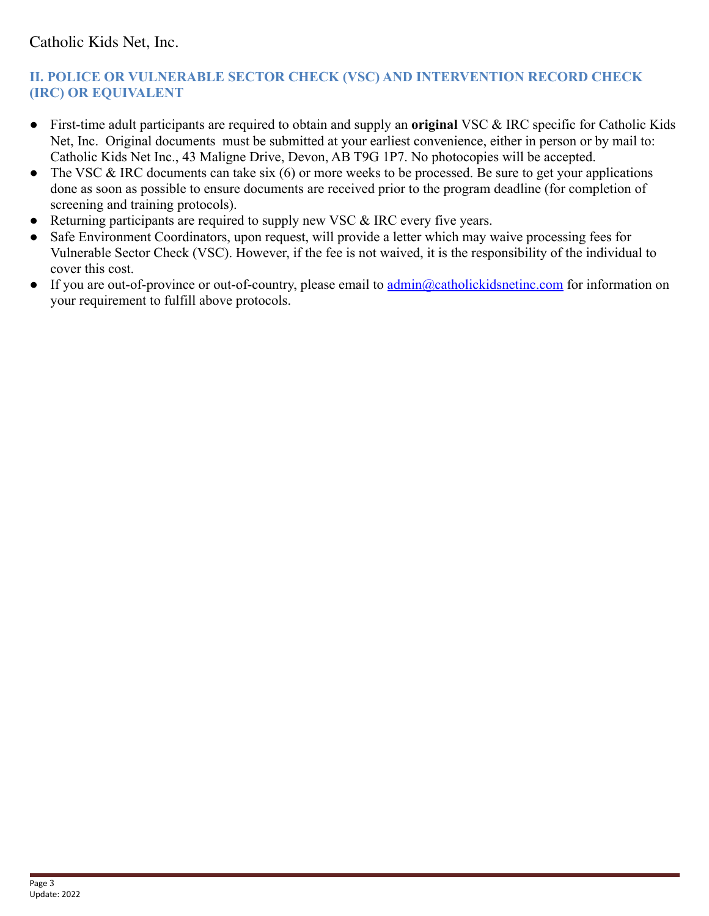## II. POLICE OR VULNERABLE SECTOR CHECK (VSC) AND INTERVENTION RECORD CHECK (IRC) OR EQUIVALENT

- First-time adult participants are required to obtain and supply an **original** VSC & IRC specific for Catholic Kids Net, Inc. Original documents must be submitted at your earliest convenience, either in person or by mail to: Catholic Kids Net Inc., 43 Maligne Drive, Devon, AB T9G 1P7. No photocopies will be accepted.
- The VSC & IRC documents can take six (6) or more weeks to be processed. Be sure to get your applications done as soon as possible to ensure documents are received prior to the program deadline (for completion of screening and training protocols).
- Returning participants are required to supply new VSC & IRC every five years.
- Safe Environment Coordinators, upon request, will provide a letter which may waive processing fees for Vulnerable Sector Check (VSC). However, if the fee is not waived, it is the responsibility of the individual to cover this cost.
- If you are out-of-province or out-of-country, please email to admin@catholickidsnetinc.com for information on your requirement to fulfill above protocols.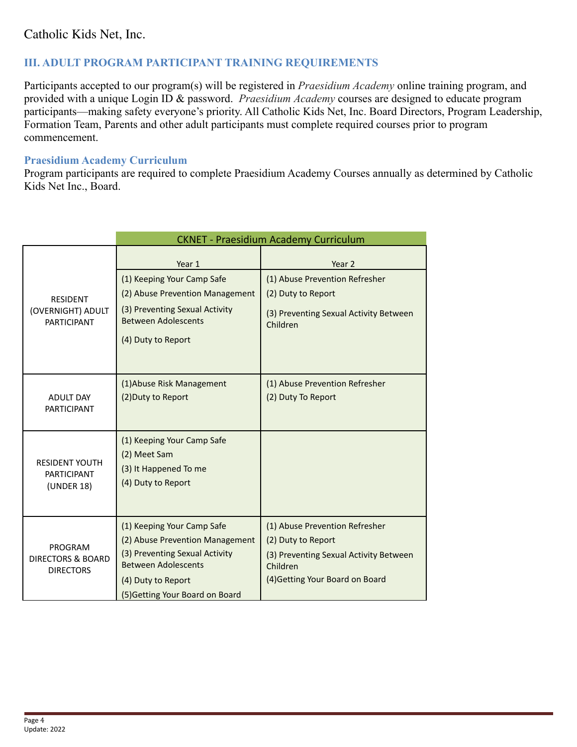Catholic Kids Net, Inc.

## III. ADULT PROGRAM PARTICIPANT TRAINING REQUIREMENTS

Participants accepted to our program(s) will be registered in *Praesidium Academy* online training program, and provided with a unique Login ID & password. *Praesidium Academy* courses are designed to educate program participants—making safety everyone's priority. All Catholic Kids Net, Inc. Board Directors, Program Leadership, Formation Team, Parents and other adult participants must complete required courses prior to program commencement.

### Praesidium Academy Curriculum

Program participants are required to complete Praesidium Academy Courses annually as determined by Catholic Kids Net Inc., Board.

| | CKNET - Praesidium Academy Curriculum | |
|---|---|---|
| | Year 1 | Year 2 |
| RESIDENT (OVERNIGHT) ADULT PARTICIPANT | (1) Keeping Your Camp Safe<br>(2) Abuse Prevention Management<br>(3) Preventing Sexual Activity Between Adolescents<br>(4) Duty to Report | (1) Abuse Prevention Refresher<br>(2) Duty to Report<br>(3) Preventing Sexual Activity Between Children |
| ADULT DAY PARTICIPANT | (1)Abuse Risk Management<br>(2)Duty to Report | (1) Abuse Prevention Refresher<br>(2) Duty To Report |
| RESIDENT YOUTH PARTICIPANT (UNDER 18) | (1) Keeping Your Camp Safe<br>(2) Meet Sam<br>(3) It Happened To me<br>(4) Duty to Report | |
| PROGRAM DIRECTORS & BOARD DIRECTORS | (1) Keeping Your Camp Safe<br>(2) Abuse Prevention Management<br>(3) Preventing Sexual Activity Between Adolescents<br>(4) Duty to Report<br>(5)Getting Your Board on Board | (1) Abuse Prevention Refresher<br>(2) Duty to Report<br>(3) Preventing Sexual Activity Between Children<br>(4)Getting Your Board on Board |

Update: 2022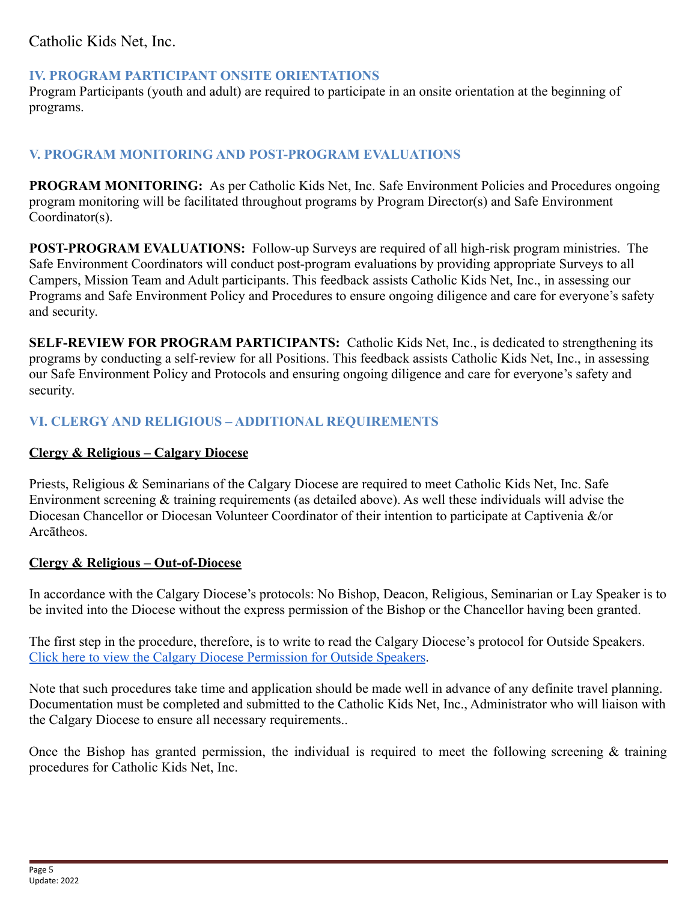## IV. PROGRAM PARTICIPANT ONSITE ORIENTATIONS

Program Participants (youth and adult) are required to participate in an onsite orientation at the beginning of programs.

## V. PROGRAM MONITORING AND POST-PROGRAM EVALUATIONS

**PROGRAM MONITORING:** As per Catholic Kids Net, Inc. Safe Environment Policies and Procedures ongoing program monitoring will be facilitated throughout programs by Program Director(s) and Safe Environment Coordinator(s).

**POST-PROGRAM EVALUATIONS:** Follow-up Surveys are required of all high-risk program ministries. The Safe Environment Coordinators will conduct post-program evaluations by providing appropriate Surveys to all Campers, Mission Team and Adult participants. This feedback assists Catholic Kids Net, Inc., in assessing our Programs and Safe Environment Policy and Procedures to ensure ongoing diligence and care for everyone's safety and security.

**SELF-REVIEW FOR PROGRAM PARTICIPANTS:** Catholic Kids Net, Inc., is dedicated to strengthening its programs by conducting a self-review for all Positions. This feedback assists Catholic Kids Net, Inc., in assessing our Safe Environment Policy and Protocols and ensuring ongoing diligence and care for everyone's safety and security.

## VI. CLERGY AND RELIGIOUS – ADDITIONAL REQUIREMENTS

### Clergy & Religious – Calgary Diocese

Priests, Religious & Seminarians of the Calgary Diocese are required to meet Catholic Kids Net, Inc. Safe Environment screening & training requirements (as detailed above). As well these individuals will advise the Diocesan Chancellor or Diocesan Volunteer Coordinator of their intention to participate at Captivenia &/or Arcātheos.

### Clergy & Religious – Out-of-Diocese

In accordance with the Calgary Diocese's protocols: No Bishop, Deacon, Religious, Seminarian or Lay Speaker is to be invited into the Diocese without the express permission of the Bishop or the Chancellor having been granted.

The first step in the procedure, therefore, is to write to read the Calgary Diocese's protocol for Outside Speakers. Click here to view the Calgary Diocese Permission for Outside Speakers.

Note that such procedures take time and application should be made well in advance of any definite travel planning. Documentation must be completed and submitted to the Catholic Kids Net, Inc., Administrator who will liaison with the Calgary Diocese to ensure all necessary requirements..

Once the Bishop has granted permission, the individual is required to meet the following screening & training procedures for Catholic Kids Net, Inc.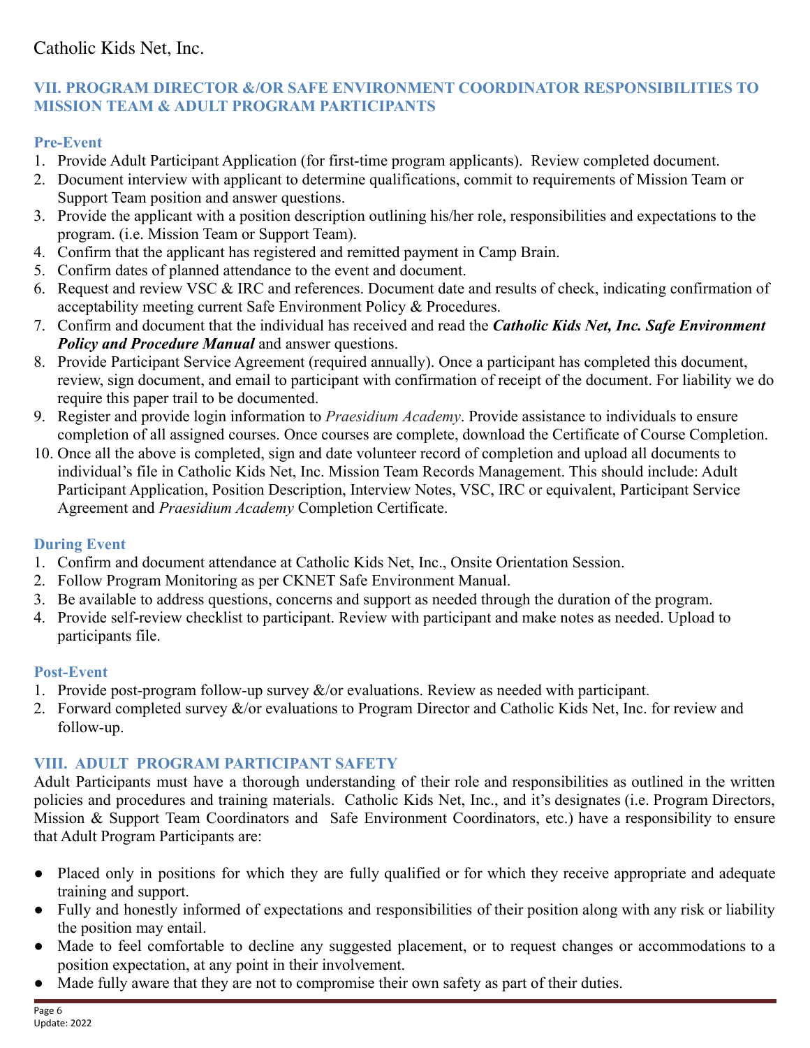## VII. PROGRAM DIRECTOR &/OR SAFE ENVIRONMENT COORDINATOR RESPONSIBILITIES TO MISSION TEAM & ADULT PROGRAM PARTICIPANTS

### Pre-Event

1. Provide Adult Participant Application (for first-time program applicants). Review completed document.
2. Document interview with applicant to determine qualifications, commit to requirements of Mission Team or Support Team position and answer questions.
3. Provide the applicant with a position description outlining his/her role, responsibilities and expectations to the program. (i.e. Mission Team or Support Team).
4. Confirm that the applicant has registered and remitted payment in Camp Brain.
5. Confirm dates of planned attendance to the event and document.
6. Request and review VSC & IRC and references. Document date and results of check, indicating confirmation of acceptability meeting current Safe Environment Policy & Procedures.
7. Confirm and document that the individual has received and read the ***Catholic Kids Net, Inc. Safe Environment Policy and Procedure Manual*** and answer questions.
8. Provide Participant Service Agreement (required annually). Once a participant has completed this document, review, sign document, and email to participant with confirmation of receipt of the document. For liability we do require this paper trail to be documented.
9. Register and provide login information to *Praesidium Academy*. Provide assistance to individuals to ensure completion of all assigned courses. Once courses are complete, download the Certificate of Course Completion.
10. Once all the above is completed, sign and date volunteer record of completion and upload all documents to individual's file in Catholic Kids Net, Inc. Mission Team Records Management. This should include: Adult Participant Application, Position Description, Interview Notes, VSC, IRC or equivalent, Participant Service Agreement and *Praesidium Academy* Completion Certificate.

### During Event

1. Confirm and document attendance at Catholic Kids Net, Inc., Onsite Orientation Session.
2. Follow Program Monitoring as per CKNET Safe Environment Manual.
3. Be available to address questions, concerns and support as needed through the duration of the program.
4. Provide self-review checklist to participant. Review with participant and make notes as needed. Upload to participants file.

### Post-Event

1. Provide post-program follow-up survey &/or evaluations. Review as needed with participant.
2. Forward completed survey &/or evaluations to Program Director and Catholic Kids Net, Inc. for review and follow-up.

## VIII. ADULT PROGRAM PARTICIPANT SAFETY

Adult Participants must have a thorough understanding of their role and responsibilities as outlined in the written policies and procedures and training materials. Catholic Kids Net, Inc., and it's designates (i.e. Program Directors, Mission & Support Team Coordinators and Safe Environment Coordinators, etc.) have a responsibility to ensure that Adult Program Participants are:

- Placed only in positions for which they are fully qualified or for which they receive appropriate and adequate training and support.
- Fully and honestly informed of expectations and responsibilities of their position along with any risk or liability the position may entail.
- Made to feel comfortable to decline any suggested placement, or to request changes or accommodations to a position expectation, at any point in their involvement.
- Made fully aware that they are not to compromise their own safety as part of their duties.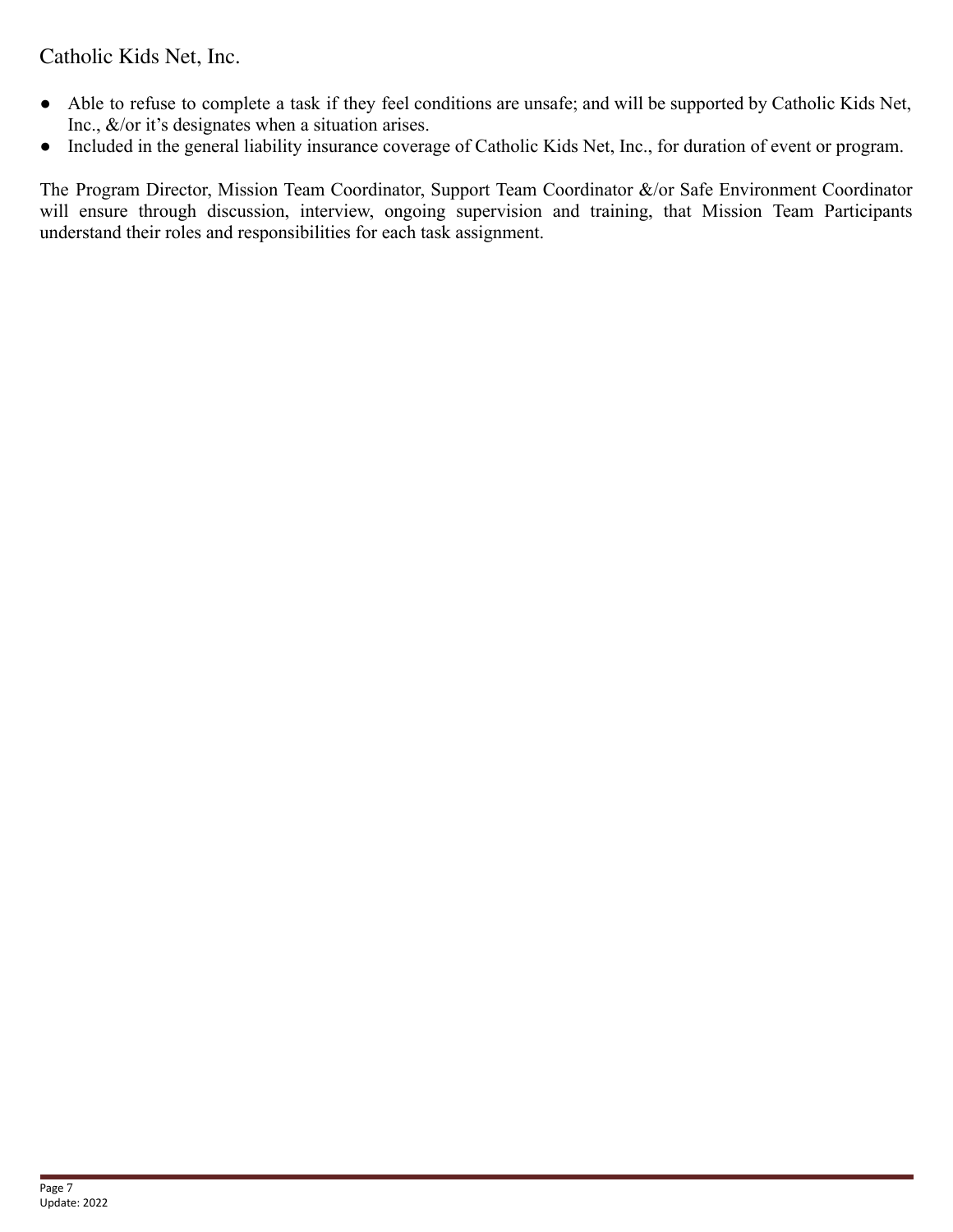- Able to refuse to complete a task if they feel conditions are unsafe; and will be supported by Catholic Kids Net, Inc., &/or it's designates when a situation arises.
- Included in the general liability insurance coverage of Catholic Kids Net, Inc., for duration of event or program.

The Program Director, Mission Team Coordinator, Support Team Coordinator &/or Safe Environment Coordinator will ensure through discussion, interview, ongoing supervision and training, that Mission Team Participants understand their roles and responsibilities for each task assignment.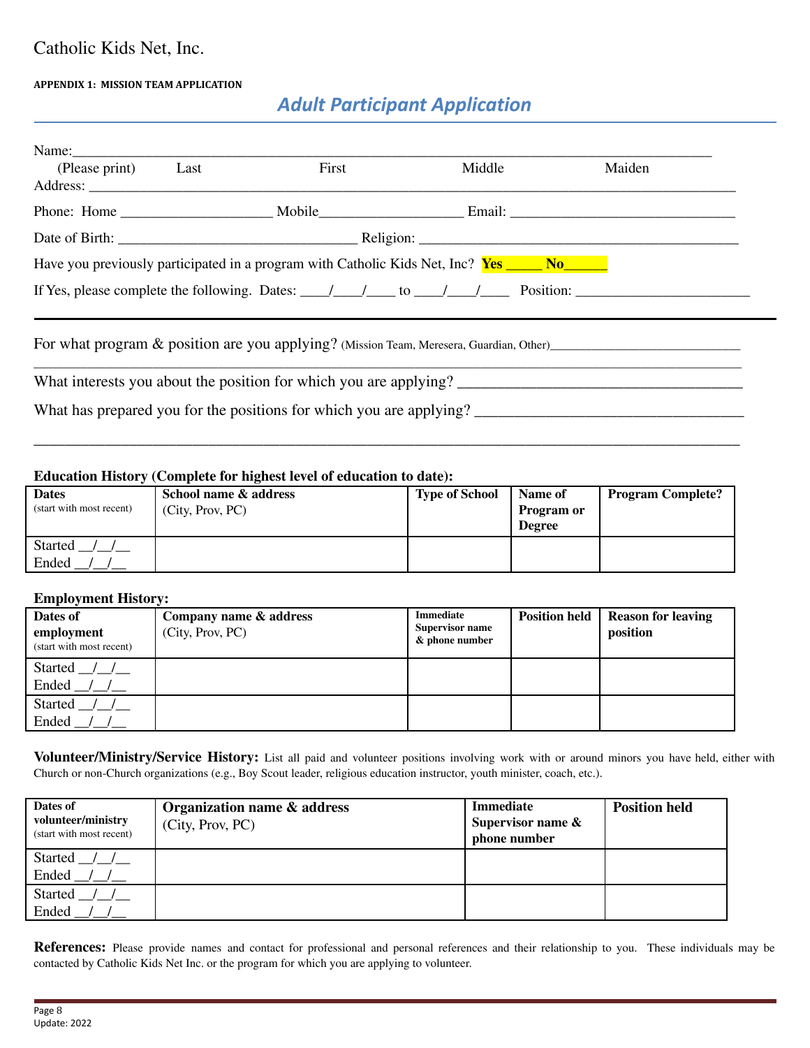Catholic Kids Net, Inc.

**APPENDIX 1: MISSION TEAM APPLICATION**

## *Adult Participant Application*

Name:_______________________________________________________________________________

(Please print) Last First Middle Maiden

Address: ____________________________________________________________________________

Phone: Home ____________________ Mobile___________________ Email: ______________________________

Date of Birth: ________________________________ Religion: ___________________________________________

Have you previously participated in a program with Catholic Kids Net, Inc? **Yes _____ No______**

If Yes, please complete the following. Dates: ____/____/____ to ____/____/____ Position: _______________________

---

For what program & position are you applying? (Mission Team, Meresera, Guardian, Other)____________________________

_______________________________________________________________________________________

What interests you about the position for which you are applying? ____________________________________

What has prepared you for the positions for which you are applying? __________________________________

_______________________________________________________________________________________

**Education History (Complete for highest level of education to date):**

| **Dates** (start with most recent) | **School name & address** (City, Prov, PC) | **Type of School** | **Name of Program or Degree** | **Program Complete?** |
|---|---|---|---|---|
| Started __/__/__ Ended __/__/__ | | | | |

**Employment History:**

| **Dates of employment** (start with most recent) | **Company name & address** (City, Prov, PC) | **Immediate Supervisor name & phone number** | **Position held** | **Reason for leaving position** |
|---|---|---|---|---|
| Started __/__/__ Ended __/__/__ | | | | |
| Started __/__/__ Ended __/__/__ | | | | |

**Volunteer/Ministry/Service History:** List all paid and volunteer positions involving work with or around minors you have held, either with Church or non-Church organizations (e.g., Boy Scout leader, religious education instructor, youth minister, coach, etc.).

| **Dates of volunteer/ministry** (start with most recent) | **Organization name & address** (City, Prov, PC) | **Immediate Supervisor name & phone number** | **Position held** |
|---|---|---|---|
| Started __/__/__ Ended __/__/__ | | | |
| Started __/__/__ Ended __/__/__ | | | |

**References:** Please provide names and contact for professional and personal references and their relationship to you. These individuals may be contacted by Catholic Kids Net Inc. or the program for which you are applying to volunteer.

Update: 2022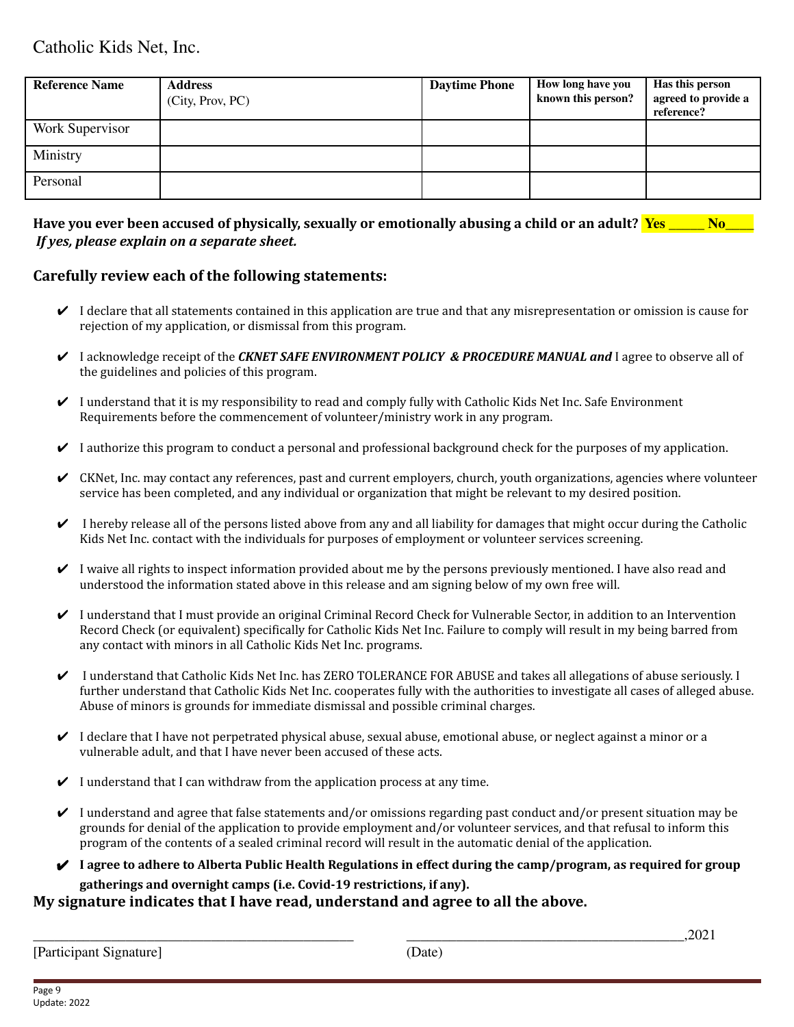Catholic Kids Net, Inc.

| Reference Name | Address (City, Prov, PC) | Daytime Phone | How long have you known this person? | Has this person agreed to provide a reference? |
|---|---|---|---|---|
| Work Supervisor | | | | |
| Ministry | | | | |
| Personal | | | | |

**Have you ever been accused of physically, sexually or emotionally abusing a child or an adult? Yes _____ No____**
***If yes, please explain on a separate sheet.***

## Carefully review each of the following statements:

- ✔ I declare that all statements contained in this application are true and that any misrepresentation or omission is cause for rejection of my application, or dismissal from this program.
- ✔ I acknowledge receipt of the ***CKNET SAFE ENVIRONMENT POLICY & PROCEDURE MANUAL and*** I agree to observe all of the guidelines and policies of this program.
- ✔ I understand that it is my responsibility to read and comply fully with Catholic Kids Net Inc. Safe Environment Requirements before the commencement of volunteer/ministry work in any program.
- ✔ I authorize this program to conduct a personal and professional background check for the purposes of my application.
- ✔ CKNet, Inc. may contact any references, past and current employers, church, youth organizations, agencies where volunteer service has been completed, and any individual or organization that might be relevant to my desired position.
- ✔ I hereby release all of the persons listed above from any and all liability for damages that might occur during the Catholic Kids Net Inc. contact with the individuals for purposes of employment or volunteer services screening.
- ✔ I waive all rights to inspect information provided about me by the persons previously mentioned. I have also read and understood the information stated above in this release and am signing below of my own free will.
- ✔ I understand that I must provide an original Criminal Record Check for Vulnerable Sector, in addition to an Intervention Record Check (or equivalent) specifically for Catholic Kids Net Inc. Failure to comply will result in my being barred from any contact with minors in all Catholic Kids Net Inc. programs.
- ✔ I understand that Catholic Kids Net Inc. has ZERO TOLERANCE FOR ABUSE and takes all allegations of abuse seriously. I further understand that Catholic Kids Net Inc. cooperates fully with the authorities to investigate all cases of alleged abuse. Abuse of minors is grounds for immediate dismissal and possible criminal charges.
- ✔ I declare that I have not perpetrated physical abuse, sexual abuse, emotional abuse, or neglect against a minor or a vulnerable adult, and that I have never been accused of these acts.
- ✔ I understand that I can withdraw from the application process at any time.
- ✔ I understand and agree that false statements and/or omissions regarding past conduct and/or present situation may be grounds for denial of the application to provide employment and/or volunteer services, and that refusal to inform this program of the contents of a sealed criminal record will result in the automatic denial of the application.
- ✔ **I agree to adhere to Alberta Public Health Regulations in effect during the camp/program, as required for group gatherings and overnight camps (i.e. Covid-19 restrictions, if any).**

**My signature indicates that I have read, understand and agree to all the above.**

_______________________________________________ _________________________________________,2021

[Participant Signature] (Date)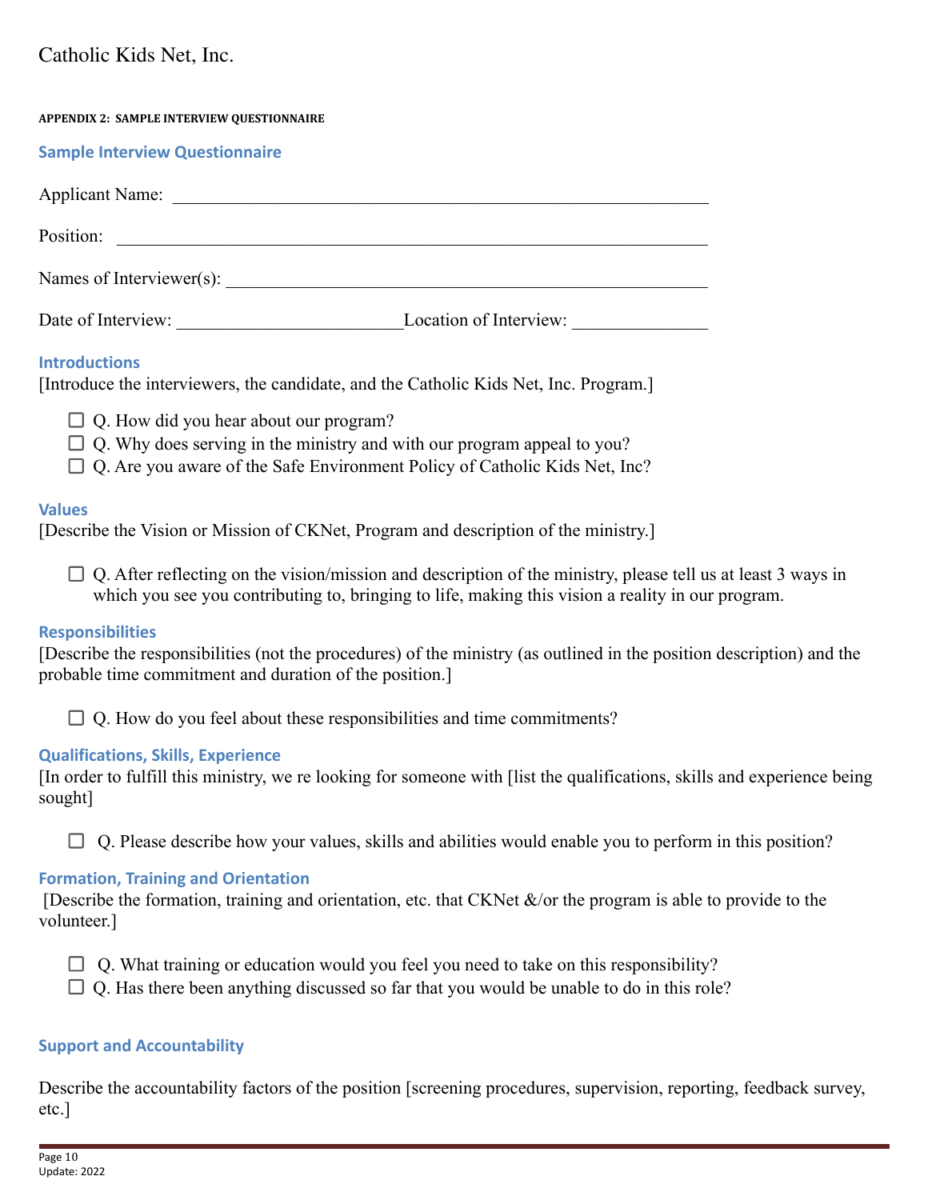Catholic Kids Net, Inc.

**APPENDIX 2: SAMPLE INTERVIEW QUESTIONNAIRE**

## Sample Interview Questionnaire

Applicant Name: ______________________________________________________________

Position: ______________________________________________________________

Names of Interviewer(s): ______________________________________________________

Date of Interview: ________________________ Location of Interview: ______________

### Introductions

[Introduce the interviewers, the candidate, and the Catholic Kids Net, Inc. Program.]

- ☐ Q. How did you hear about our program?
- ☐ Q. Why does serving in the ministry and with our program appeal to you?
- ☐ Q. Are you aware of the Safe Environment Policy of Catholic Kids Net, Inc?

### Values

[Describe the Vision or Mission of CKNet, Program and description of the ministry.]

- ☐ Q. After reflecting on the vision/mission and description of the ministry, please tell us at least 3 ways in which you see you contributing to, bringing to life, making this vision a reality in our program.

### Responsibilities

[Describe the responsibilities (not the procedures) of the ministry (as outlined in the position description) and the probable time commitment and duration of the position.]

- ☐ Q. How do you feel about these responsibilities and time commitments?

### Qualifications, Skills, Experience

[In order to fulfill this ministry, we re looking for someone with [list the qualifications, skills and experience being sought]

- ☐ Q. Please describe how your values, skills and abilities would enable you to perform in this position?

### Formation, Training and Orientation

[Describe the formation, training and orientation, etc. that CKNet &/or the program is able to provide to the volunteer.]

- ☐ Q. What training or education would you feel you need to take on this responsibility?
- ☐ Q. Has there been anything discussed so far that you would be unable to do in this role?

### Support and Accountability

Describe the accountability factors of the position [screening procedures, supervision, reporting, feedback survey, etc.]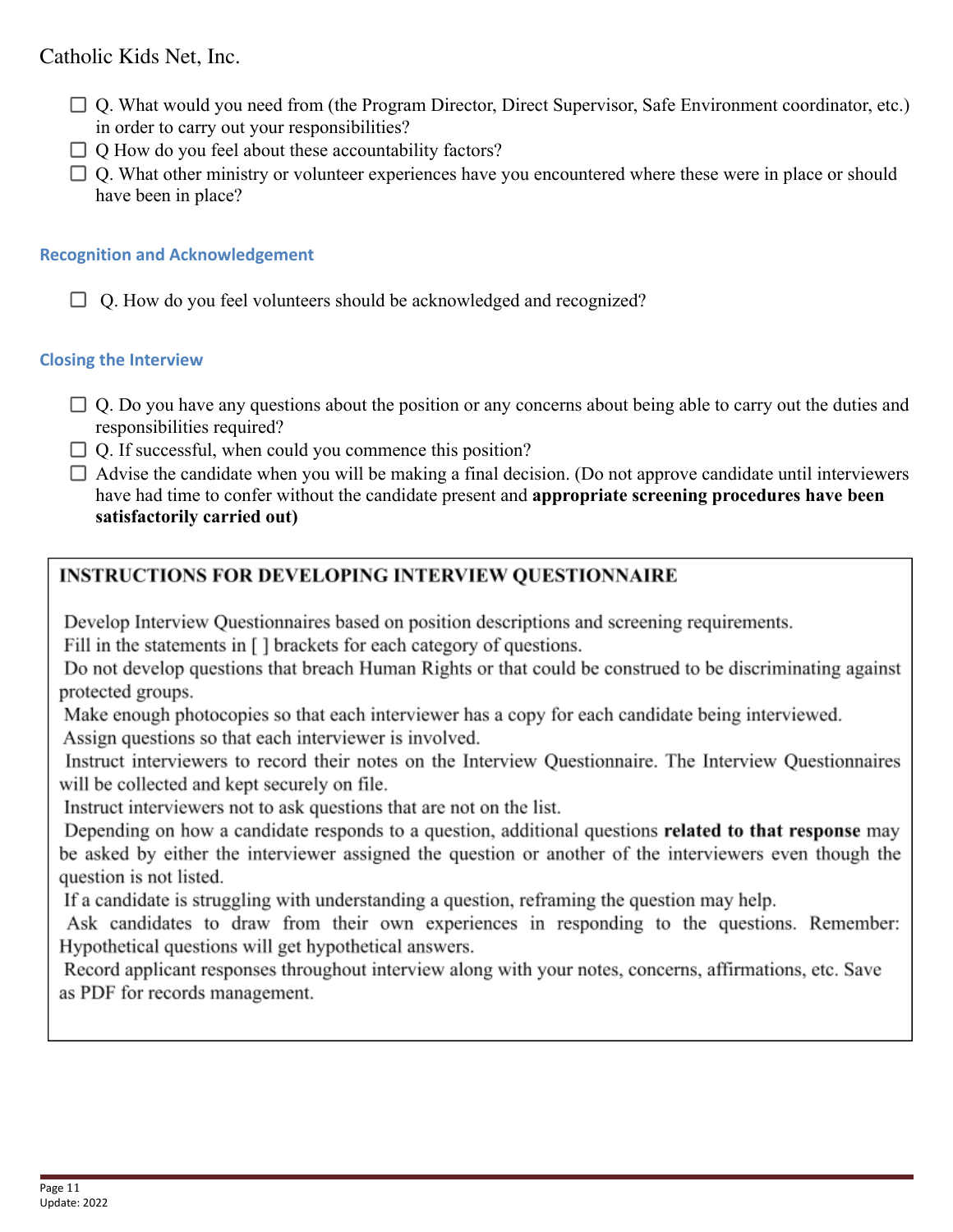- ☐ Q. What would you need from (the Program Director, Direct Supervisor, Safe Environment coordinator, etc.) in order to carry out your responsibilities?
- ☐ Q How do you feel about these accountability factors?
- ☐ Q. What other ministry or volunteer experiences have you encountered where these were in place or should have been in place?

## Recognition and Acknowledgement

- ☐ Q. How do you feel volunteers should be acknowledged and recognized?

## Closing the Interview

- ☐ Q. Do you have any questions about the position or any concerns about being able to carry out the duties and responsibilities required?
- ☐ Q. If successful, when could you commence this position?
- ☐ Advise the candidate when you will be making a final decision. (Do not approve candidate until interviewers have had time to confer without the candidate present and **appropriate screening procedures have been satisfactorily carried out)**

### INSTRUCTIONS FOR DEVELOPING INTERVIEW QUESTIONNAIRE

Develop Interview Questionnaires based on position descriptions and screening requirements.

Fill in the statements in [ ] brackets for each category of questions.

Do not develop questions that breach Human Rights or that could be construed to be discriminating against protected groups.

Make enough photocopies so that each interviewer has a copy for each candidate being interviewed.

Assign questions so that each interviewer is involved.

Instruct interviewers to record their notes on the Interview Questionnaire. The Interview Questionnaires will be collected and kept securely on file.

Instruct interviewers not to ask questions that are not on the list.

Depending on how a candidate responds to a question, additional questions **related to that response** may be asked by either the interviewer assigned the question or another of the interviewers even though the question is not listed.

If a candidate is struggling with understanding a question, reframing the question may help.

Ask candidates to draw from their own experiences in responding to the questions. Remember: Hypothetical questions will get hypothetical answers.

Record applicant responses throughout interview along with your notes, concerns, affirmations, etc. Save as PDF for records management.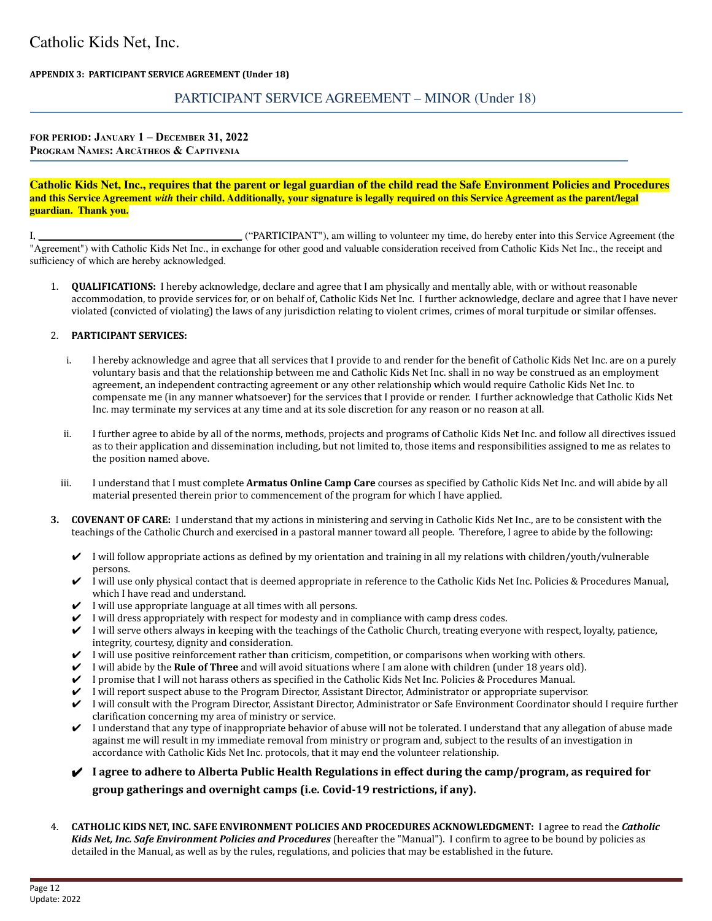Catholic Kids Net, Inc.

**APPENDIX 3: PARTICIPANT SERVICE AGREEMENT (Under 18)**

## PARTICIPANT SERVICE AGREEMENT – MINOR (Under 18)

**FOR PERIOD: JANUARY 1 – DECEMBER 31, 2022**
**PROGRAM NAMES: ARCĀTHEOS & CAPTIVENIA**

**Catholic Kids Net, Inc., requires that the parent or legal guardian of the child read the Safe Environment Policies and Procedures and this Service Agreement *with* their child. Additionally, your signature is legally required on this Service Agreement as the parent/legal guardian. Thank you.**

I, ________________________________________ ("PARTICIPANT"), am willing to volunteer my time, do hereby enter into this Service Agreement (the "Agreement") with Catholic Kids Net Inc., in exchange for other good and valuable consideration received from Catholic Kids Net Inc., the receipt and sufficiency of which are hereby acknowledged.

1. **QUALIFICATIONS:** I hereby acknowledge, declare and agree that I am physically and mentally able, with or without reasonable accommodation, to provide services for, or on behalf of, Catholic Kids Net Inc. I further acknowledge, declare and agree that I have never violated (convicted of violating) the laws of any jurisdiction relating to violent crimes, crimes of moral turpitude or similar offenses.

2. **PARTICIPANT SERVICES:**

   i. I hereby acknowledge and agree that all services that I provide to and render for the benefit of Catholic Kids Net Inc. are on a purely voluntary basis and that the relationship between me and Catholic Kids Net Inc. shall in no way be construed as an employment agreement, an independent contracting agreement or any other relationship which would require Catholic Kids Net Inc. to compensate me (in any manner whatsoever) for the services that I provide or render. I further acknowledge that Catholic Kids Net Inc. may terminate my services at any time and at its sole discretion for any reason or no reason at all.

   ii. I further agree to abide by all of the norms, methods, projects and programs of Catholic Kids Net Inc. and follow all directives issued as to their application and dissemination including, but not limited to, those items and responsibilities assigned to me as relates to the position named above.

   iii. I understand that I must complete **Armatus Online Camp Care** courses as specified by Catholic Kids Net Inc. and will abide by all material presented therein prior to commencement of the program for which I have applied.

3. **COVENANT OF CARE:** I understand that my actions in ministering and serving in Catholic Kids Net Inc., are to be consistent with the teachings of the Catholic Church and exercised in a pastoral manner toward all people. Therefore, I agree to abide by the following:

   - ✔ I will follow appropriate actions as defined by my orientation and training in all my relations with children/youth/vulnerable persons.
   - ✔ I will use only physical contact that is deemed appropriate in reference to the Catholic Kids Net Inc. Policies & Procedures Manual, which I have read and understand.
   - ✔ I will use appropriate language at all times with all persons.
   - ✔ I will dress appropriately with respect for modesty and in compliance with camp dress codes.
   - ✔ I will serve others always in keeping with the teachings of the Catholic Church, treating everyone with respect, loyalty, patience, integrity, courtesy, dignity and consideration.
   - ✔ I will use positive reinforcement rather than criticism, competition, or comparisons when working with others.
   - ✔ I will abide by the **Rule of Three** and will avoid situations where I am alone with children (under 18 years old).
   - ✔ I promise that I will not harass others as specified in the Catholic Kids Net Inc. Policies & Procedures Manual.
   - ✔ I will report suspect abuse to the Program Director, Assistant Director, Administrator or appropriate supervisor.
   - ✔ I will consult with the Program Director, Assistant Director, Administrator or Safe Environment Coordinator should I require further clarification concerning my area of ministry or service.
   - ✔ I understand that any type of inappropriate behavior of abuse will not be tolerated. I understand that any allegation of abuse made against me will result in my immediate removal from ministry or program and, subject to the results of an investigation in accordance with Catholic Kids Net Inc. protocols, that it may end the volunteer relationship.
   - ✔ **I agree to adhere to Alberta Public Health Regulations in effect during the camp/program, as required for group gatherings and overnight camps (i.e. Covid-19 restrictions, if any).**

4. **CATHOLIC KIDS NET, INC. SAFE ENVIRONMENT POLICIES AND PROCEDURES ACKNOWLEDGMENT:** I agree to read the ***Catholic Kids Net, Inc. Safe Environment Policies and Procedures*** (hereafter the "Manual"). I confirm to agree to be bound by policies as detailed in the Manual, as well as by the rules, regulations, and policies that may be established in the future.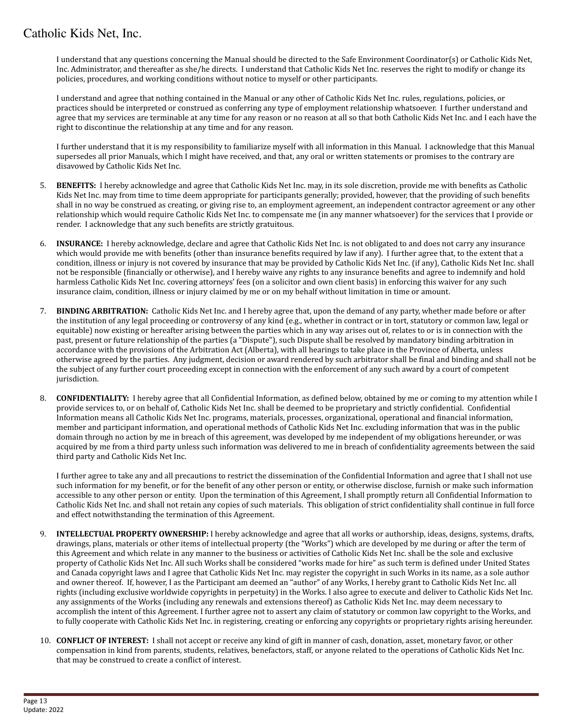I understand that any questions concerning the Manual should be directed to the Safe Environment Coordinator(s) or Catholic Kids Net, Inc. Administrator, and thereafter as she/he directs. I understand that Catholic Kids Net Inc. reserves the right to modify or change its policies, procedures, and working conditions without notice to myself or other participants.

I understand and agree that nothing contained in the Manual or any other of Catholic Kids Net Inc. rules, regulations, policies, or practices should be interpreted or construed as conferring any type of employment relationship whatsoever. I further understand and agree that my services are terminable at any time for any reason or no reason at all so that both Catholic Kids Net Inc. and I each have the right to discontinue the relationship at any time and for any reason.

I further understand that it is my responsibility to familiarize myself with all information in this Manual. I acknowledge that this Manual supersedes all prior Manuals, which I might have received, and that, any oral or written statements or promises to the contrary are disavowed by Catholic Kids Net Inc.

5. **BENEFITS:** I hereby acknowledge and agree that Catholic Kids Net Inc. may, in its sole discretion, provide me with benefits as Catholic Kids Net Inc. may from time to time deem appropriate for participants generally; provided, however, that the providing of such benefits shall in no way be construed as creating, or giving rise to, an employment agreement, an independent contractor agreement or any other relationship which would require Catholic Kids Net Inc. to compensate me (in any manner whatsoever) for the services that I provide or render. I acknowledge that any such benefits are strictly gratuitous.

6. **INSURANCE:** I hereby acknowledge, declare and agree that Catholic Kids Net Inc. is not obligated to and does not carry any insurance which would provide me with benefits (other than insurance benefits required by law if any). I further agree that, to the extent that a condition, illness or injury is not covered by insurance that may be provided by Catholic Kids Net Inc. (if any), Catholic Kids Net Inc. shall not be responsible (financially or otherwise), and I hereby waive any rights to any insurance benefits and agree to indemnify and hold harmless Catholic Kids Net Inc. covering attorneys' fees (on a solicitor and own client basis) in enforcing this waiver for any such insurance claim, condition, illness or injury claimed by me or on my behalf without limitation in time or amount.

7. **BINDING ARBITRATION:** Catholic Kids Net Inc. and I hereby agree that, upon the demand of any party, whether made before or after the institution of any legal proceeding or controversy of any kind (e.g., whether in contract or in tort, statutory or common law, legal or equitable) now existing or hereafter arising between the parties which in any way arises out of, relates to or is in connection with the past, present or future relationship of the parties (a "Dispute"), such Dispute shall be resolved by mandatory binding arbitration in accordance with the provisions of the Arbitration Act (Alberta), with all hearings to take place in the Province of Alberta, unless otherwise agreed by the parties. Any judgment, decision or award rendered by such arbitrator shall be final and binding and shall not be the subject of any further court proceeding except in connection with the enforcement of any such award by a court of competent jurisdiction.

8. **CONFIDENTIALITY:** I hereby agree that all Confidential Information, as defined below, obtained by me or coming to my attention while I provide services to, or on behalf of, Catholic Kids Net Inc. shall be deemed to be proprietary and strictly confidential. Confidential Information means all Catholic Kids Net Inc. programs, materials, processes, organizational, operational and financial information, member and participant information, and operational methods of Catholic Kids Net Inc. excluding information that was in the public domain through no action by me in breach of this agreement, was developed by me independent of my obligations hereunder, or was acquired by me from a third party unless such information was delivered to me in breach of confidentiality agreements between the said third party and Catholic Kids Net Inc.

   I further agree to take any and all precautions to restrict the dissemination of the Confidential Information and agree that I shall not use such information for my benefit, or for the benefit of any other person or entity, or otherwise disclose, furnish or make such information accessible to any other person or entity. Upon the termination of this Agreement, I shall promptly return all Confidential Information to Catholic Kids Net Inc. and shall not retain any copies of such materials. This obligation of strict confidentiality shall continue in full force and effect notwithstanding the termination of this Agreement.

9. **INTELLECTUAL PROPERTY OWNERSHIP:** I hereby acknowledge and agree that all works or authorship, ideas, designs, systems, drafts, drawings, plans, materials or other items of intellectual property (the "Works") which are developed by me during or after the term of this Agreement and which relate in any manner to the business or activities of Catholic Kids Net Inc. shall be the sole and exclusive property of Catholic Kids Net Inc. All such Works shall be considered "works made for hire" as such term is defined under United States and Canada copyright laws and I agree that Catholic Kids Net Inc. may register the copyright in such Works in its name, as a sole author and owner thereof. If, however, I as the Participant am deemed an "author" of any Works, I hereby grant to Catholic Kids Net Inc. all rights (including exclusive worldwide copyrights in perpetuity) in the Works. I also agree to execute and deliver to Catholic Kids Net Inc. any assignments of the Works (including any renewals and extensions thereof) as Catholic Kids Net Inc. may deem necessary to accomplish the intent of this Agreement. I further agree not to assert any claim of statutory or common law copyright to the Works, and to fully cooperate with Catholic Kids Net Inc. in registering, creating or enforcing any copyrights or proprietary rights arising hereunder.

10. **CONFLICT OF INTEREST:** I shall not accept or receive any kind of gift in manner of cash, donation, asset, monetary favor, or other compensation in kind from parents, students, relatives, benefactors, staff, or anyone related to the operations of Catholic Kids Net Inc. that may be construed to create a conflict of interest.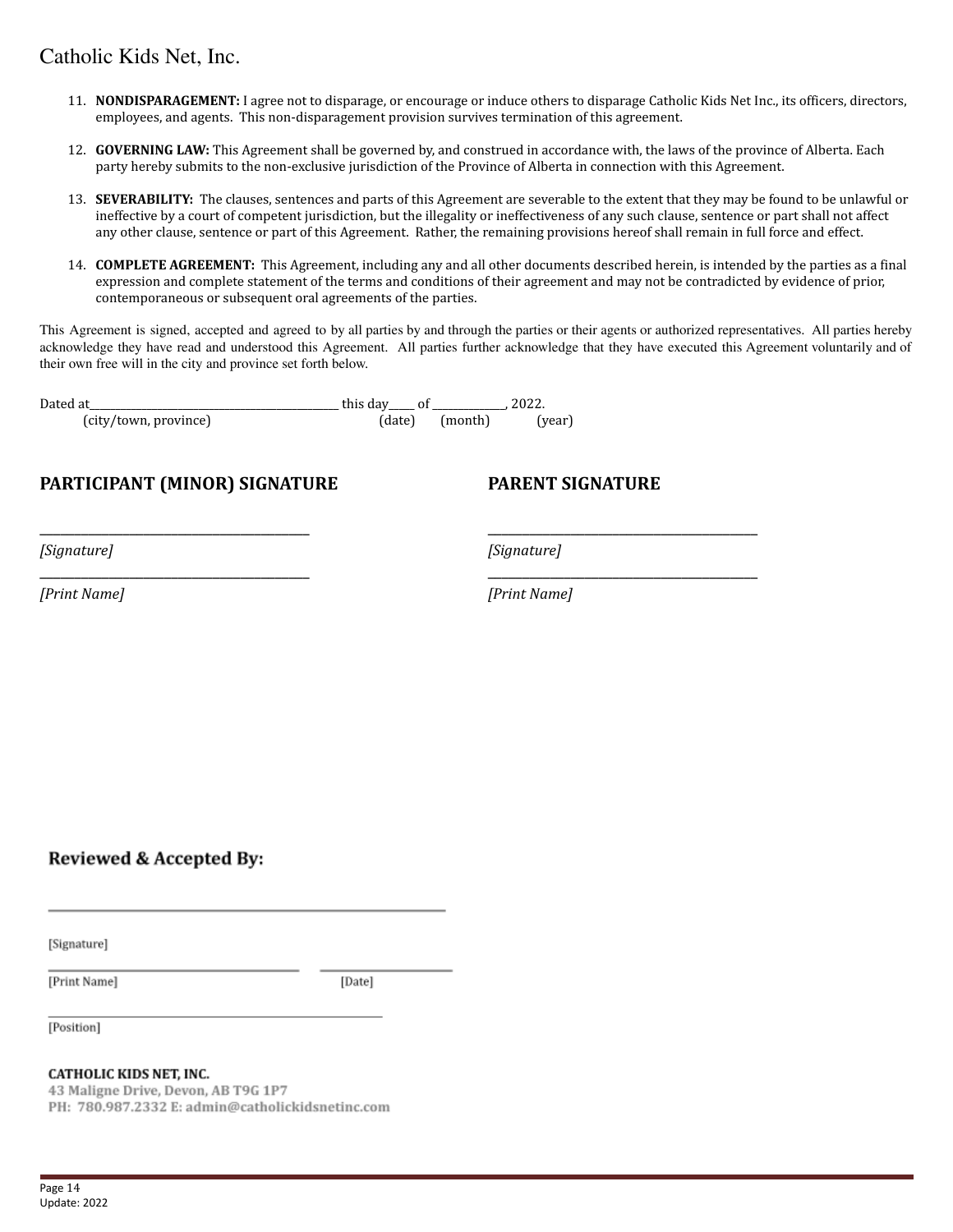11. **NONDISPARAGEMENT:** I agree not to disparage, or encourage or induce others to disparage Catholic Kids Net Inc., its officers, directors, employees, and agents. This non-disparagement provision survives termination of this agreement.
12. **GOVERNING LAW:** This Agreement shall be governed by, and construed in accordance with, the laws of the province of Alberta. Each party hereby submits to the non-exclusive jurisdiction of the Province of Alberta in connection with this Agreement.
13. **SEVERABILITY:** The clauses, sentences and parts of this Agreement are severable to the extent that they may be found to be unlawful or ineffective by a court of competent jurisdiction, but the illegality or ineffectiveness of any such clause, sentence or part shall not affect any other clause, sentence or part of this Agreement. Rather, the remaining provisions hereof shall remain in full force and effect.
14. **COMPLETE AGREEMENT:** This Agreement, including any and all other documents described herein, is intended by the parties as a final expression and complete statement of the terms and conditions of their agreement and may not be contradicted by evidence of prior, contemporaneous or subsequent oral agreements of the parties.

This Agreement is signed, accepted and agreed to by all parties by and through the parties or their agents or authorized representatives. All parties hereby acknowledge they have read and understood this Agreement. All parties further acknowledge that they have executed this Agreement voluntarily and of their own free will in the city and province set forth below.

Dated at________________________________ this day____ of ____________, 2022.
(city/town, province) (date) (month) (year)

**PARTICIPANT (MINOR) SIGNATURE**

_______________________________

*[Signature]*

_______________________________

*[Print Name]*

**PARENT SIGNATURE**

_______________________________

*[Signature]*

_______________________________

*[Print Name]*

**Reviewed & Accepted By:**

_______________________________

[Signature]

_______________________________ _______________

[Print Name] [Date]

_______________________________

[Position]

**CATHOLIC KIDS NET, INC.**
**43 Maligne Drive, Devon, AB T9G 1P7**
**PH: 780.987.2332 E: admin@catholickidsnetinc.com**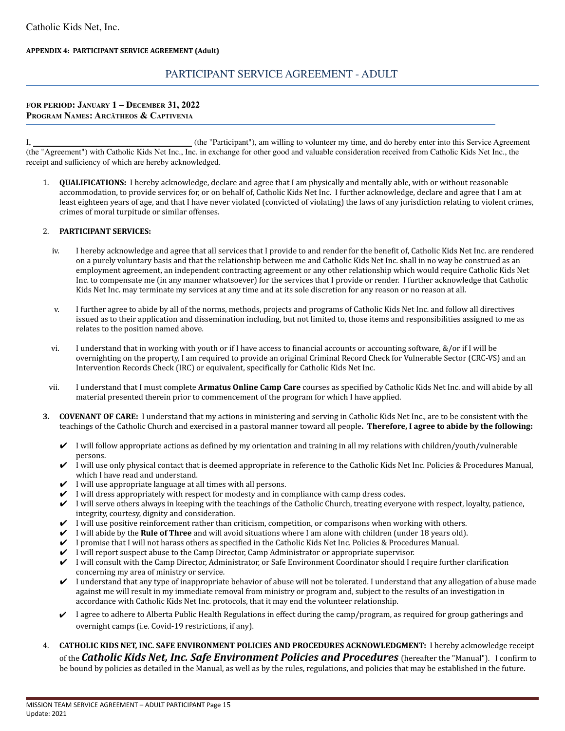Catholic Kids Net, Inc.

**APPENDIX 4: PARTICIPANT SERVICE AGREEMENT (Adult)**

# PARTICIPANT SERVICE AGREEMENT - ADULT

**FOR PERIOD: JANUARY 1 – DECEMBER 31, 2022**
**PROGRAM NAMES: ARCĀTHEOS & CAPTIVENIA**

I, ______________________________ (the "Participant"), am willing to volunteer my time, and do hereby enter into this Service Agreement (the "Agreement") with Catholic Kids Net Inc., Inc. in exchange for other good and valuable consideration received from Catholic Kids Net Inc., the receipt and sufficiency of which are hereby acknowledged.

1. **QUALIFICATIONS:** I hereby acknowledge, declare and agree that I am physically and mentally able, with or without reasonable accommodation, to provide services for, or on behalf of, Catholic Kids Net Inc. I further acknowledge, declare and agree that I am at least eighteen years of age, and that I have never violated (convicted of violating) the laws of any jurisdiction relating to violent crimes, crimes of moral turpitude or similar offenses.

2. **PARTICIPANT SERVICES:**

   iv. I hereby acknowledge and agree that all services that I provide to and render for the benefit of, Catholic Kids Net Inc. are rendered on a purely voluntary basis and that the relationship between me and Catholic Kids Net Inc. shall in no way be construed as an employment agreement, an independent contracting agreement or any other relationship which would require Catholic Kids Net Inc. to compensate me (in any manner whatsoever) for the services that I provide or render. I further acknowledge that Catholic Kids Net Inc. may terminate my services at any time and at its sole discretion for any reason or no reason at all.

   v. I further agree to abide by all of the norms, methods, projects and programs of Catholic Kids Net Inc. and follow all directives issued as to their application and dissemination including, but not limited to, those items and responsibilities assigned to me as relates to the position named above.

   vi. I understand that in working with youth or if I have access to financial accounts or accounting software, &/or if I will be overnighting on the property, I am required to provide an original Criminal Record Check for Vulnerable Sector (CRC-VS) and an Intervention Records Check (IRC) or equivalent, specifically for Catholic Kids Net Inc.

   vii. I understand that I must complete **Armatus Online Camp Care** courses as specified by Catholic Kids Net Inc. and will abide by all material presented therein prior to commencement of the program for which I have applied.

3. **COVENANT OF CARE:** I understand that my actions in ministering and serving in Catholic Kids Net Inc., are to be consistent with the teachings of the Catholic Church and exercised in a pastoral manner toward all people**. Therefore, I agree to abide by the following:**

   - ✔ I will follow appropriate actions as defined by my orientation and training in all my relations with children/youth/vulnerable persons.
   - ✔ I will use only physical contact that is deemed appropriate in reference to the Catholic Kids Net Inc. Policies & Procedures Manual, which I have read and understand.
   - ✔ I will use appropriate language at all times with all persons.
   - ✔ I will dress appropriately with respect for modesty and in compliance with camp dress codes.
   - ✔ I will serve others always in keeping with the teachings of the Catholic Church, treating everyone with respect, loyalty, patience, integrity, courtesy, dignity and consideration.
   - ✔ I will use positive reinforcement rather than criticism, competition, or comparisons when working with others.
   - ✔ I will abide by the **Rule of Three** and will avoid situations where I am alone with children (under 18 years old).
   - ✔ I promise that I will not harass others as specified in the Catholic Kids Net Inc. Policies & Procedures Manual.
   - ✔ I will report suspect abuse to the Camp Director, Camp Administrator or appropriate supervisor.
   - ✔ I will consult with the Camp Director, Administrator, or Safe Environment Coordinator should I require further clarification concerning my area of ministry or service.
   - ✔ I understand that any type of inappropriate behavior of abuse will not be tolerated. I understand that any allegation of abuse made against me will result in my immediate removal from ministry or program and, subject to the results of an investigation in accordance with Catholic Kids Net Inc. protocols, that it may end the volunteer relationship.
   - ✔ I agree to adhere to Alberta Public Health Regulations in effect during the camp/program, as required for group gatherings and overnight camps (i.e. Covid-19 restrictions, if any).

4. **CATHOLIC KIDS NET, INC. SAFE ENVIRONMENT POLICIES AND PROCEDURES ACKNOWLEDGMENT:** I hereby acknowledge receipt of the ***Catholic Kids Net, Inc. Safe Environment Policies and Procedures*** (hereafter the "Manual"). I confirm to be bound by policies as detailed in the Manual, as well as by the rules, regulations, and policies that may be established in the future.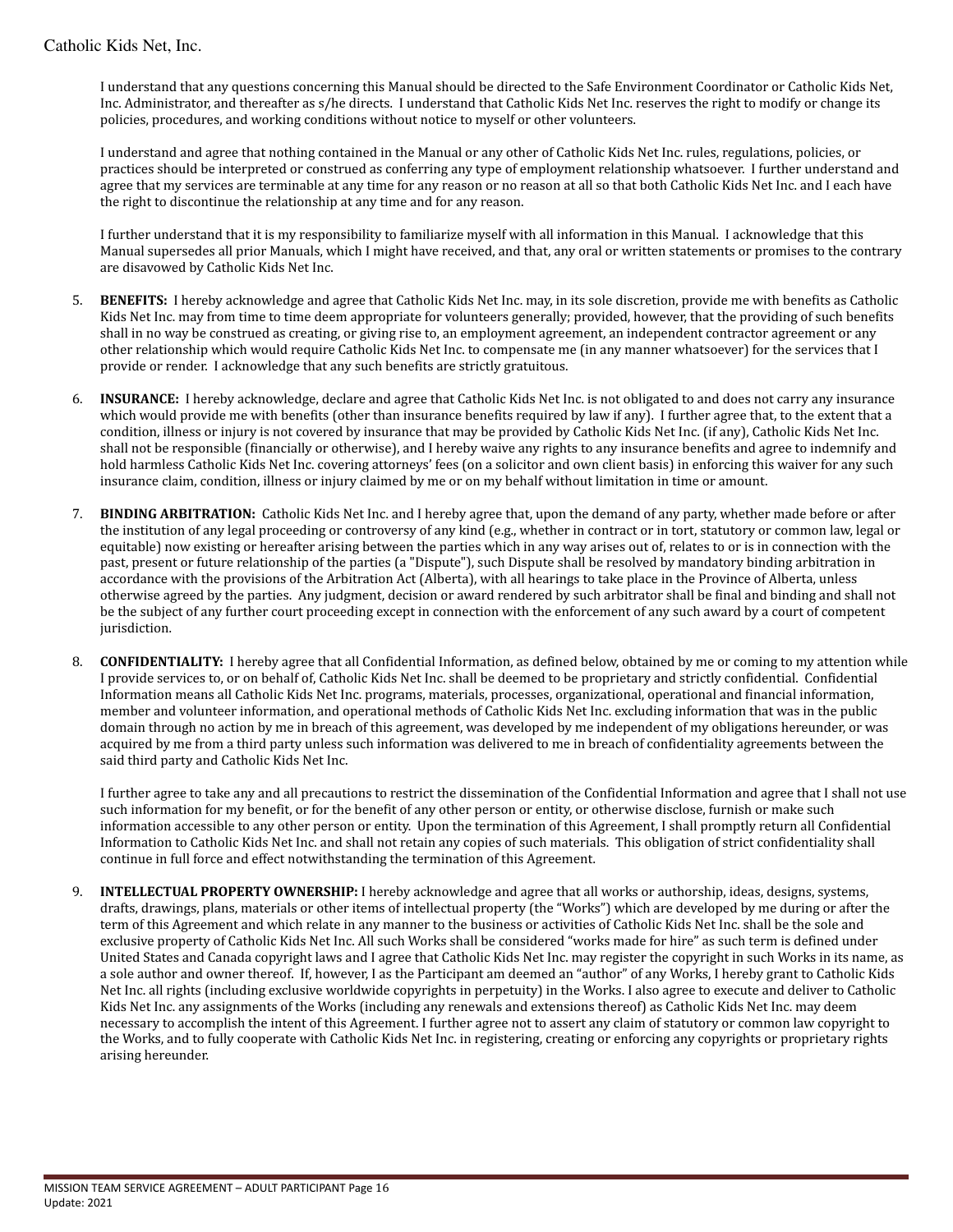I understand that any questions concerning this Manual should be directed to the Safe Environment Coordinator or Catholic Kids Net, Inc. Administrator, and thereafter as s/he directs. I understand that Catholic Kids Net Inc. reserves the right to modify or change its policies, procedures, and working conditions without notice to myself or other volunteers.

I understand and agree that nothing contained in the Manual or any other of Catholic Kids Net Inc. rules, regulations, policies, or practices should be interpreted or construed as conferring any type of employment relationship whatsoever. I further understand and agree that my services are terminable at any time for any reason or no reason at all so that both Catholic Kids Net Inc. and I each have the right to discontinue the relationship at any time and for any reason.

I further understand that it is my responsibility to familiarize myself with all information in this Manual. I acknowledge that this Manual supersedes all prior Manuals, which I might have received, and that, any oral or written statements or promises to the contrary are disavowed by Catholic Kids Net Inc.

5. **BENEFITS:** I hereby acknowledge and agree that Catholic Kids Net Inc. may, in its sole discretion, provide me with benefits as Catholic Kids Net Inc. may from time to time deem appropriate for volunteers generally; provided, however, that the providing of such benefits shall in no way be construed as creating, or giving rise to, an employment agreement, an independent contractor agreement or any other relationship which would require Catholic Kids Net Inc. to compensate me (in any manner whatsoever) for the services that I provide or render. I acknowledge that any such benefits are strictly gratuitous.

6. **INSURANCE:** I hereby acknowledge, declare and agree that Catholic Kids Net Inc. is not obligated to and does not carry any insurance which would provide me with benefits (other than insurance benefits required by law if any). I further agree that, to the extent that a condition, illness or injury is not covered by insurance that may be provided by Catholic Kids Net Inc. (if any), Catholic Kids Net Inc. shall not be responsible (financially or otherwise), and I hereby waive any rights to any insurance benefits and agree to indemnify and hold harmless Catholic Kids Net Inc. covering attorneys' fees (on a solicitor and own client basis) in enforcing this waiver for any such insurance claim, condition, illness or injury claimed by me or on my behalf without limitation in time or amount.

7. **BINDING ARBITRATION:** Catholic Kids Net Inc. and I hereby agree that, upon the demand of any party, whether made before or after the institution of any legal proceeding or controversy of any kind (e.g., whether in contract or in tort, statutory or common law, legal or equitable) now existing or hereafter arising between the parties which in any way arises out of, relates to or is in connection with the past, present or future relationship of the parties (a "Dispute"), such Dispute shall be resolved by mandatory binding arbitration in accordance with the provisions of the Arbitration Act (Alberta), with all hearings to take place in the Province of Alberta, unless otherwise agreed by the parties. Any judgment, decision or award rendered by such arbitrator shall be final and binding and shall not be the subject of any further court proceeding except in connection with the enforcement of any such award by a court of competent jurisdiction.

8. **CONFIDENTIALITY:** I hereby agree that all Confidential Information, as defined below, obtained by me or coming to my attention while I provide services to, or on behalf of, Catholic Kids Net Inc. shall be deemed to be proprietary and strictly confidential. Confidential Information means all Catholic Kids Net Inc. programs, materials, processes, organizational, operational and financial information, member and volunteer information, and operational methods of Catholic Kids Net Inc. excluding information that was in the public domain through no action by me in breach of this agreement, was developed by me independent of my obligations hereunder, or was acquired by me from a third party unless such information was delivered to me in breach of confidentiality agreements between the said third party and Catholic Kids Net Inc.

   I further agree to take any and all precautions to restrict the dissemination of the Confidential Information and agree that I shall not use such information for my benefit, or for the benefit of any other person or entity, or otherwise disclose, furnish or make such information accessible to any other person or entity. Upon the termination of this Agreement, I shall promptly return all Confidential Information to Catholic Kids Net Inc. and shall not retain any copies of such materials. This obligation of strict confidentiality shall continue in full force and effect notwithstanding the termination of this Agreement.

9. **INTELLECTUAL PROPERTY OWNERSHIP:** I hereby acknowledge and agree that all works or authorship, ideas, designs, systems, drafts, drawings, plans, materials or other items of intellectual property (the "Works") which are developed by me during or after the term of this Agreement and which relate in any manner to the business or activities of Catholic Kids Net Inc. shall be the sole and exclusive property of Catholic Kids Net Inc. All such Works shall be considered "works made for hire" as such term is defined under United States and Canada copyright laws and I agree that Catholic Kids Net Inc. may register the copyright in such Works in its name, as a sole author and owner thereof. If, however, I as the Participant am deemed an "author" of any Works, I hereby grant to Catholic Kids Net Inc. all rights (including exclusive worldwide copyrights in perpetuity) in the Works. I also agree to execute and deliver to Catholic Kids Net Inc. any assignments of the Works (including any renewals and extensions thereof) as Catholic Kids Net Inc. may deem necessary to accomplish the intent of this Agreement. I further agree not to assert any claim of statutory or common law copyright to the Works, and to fully cooperate with Catholic Kids Net Inc. in registering, creating or enforcing any copyrights or proprietary rights arising hereunder.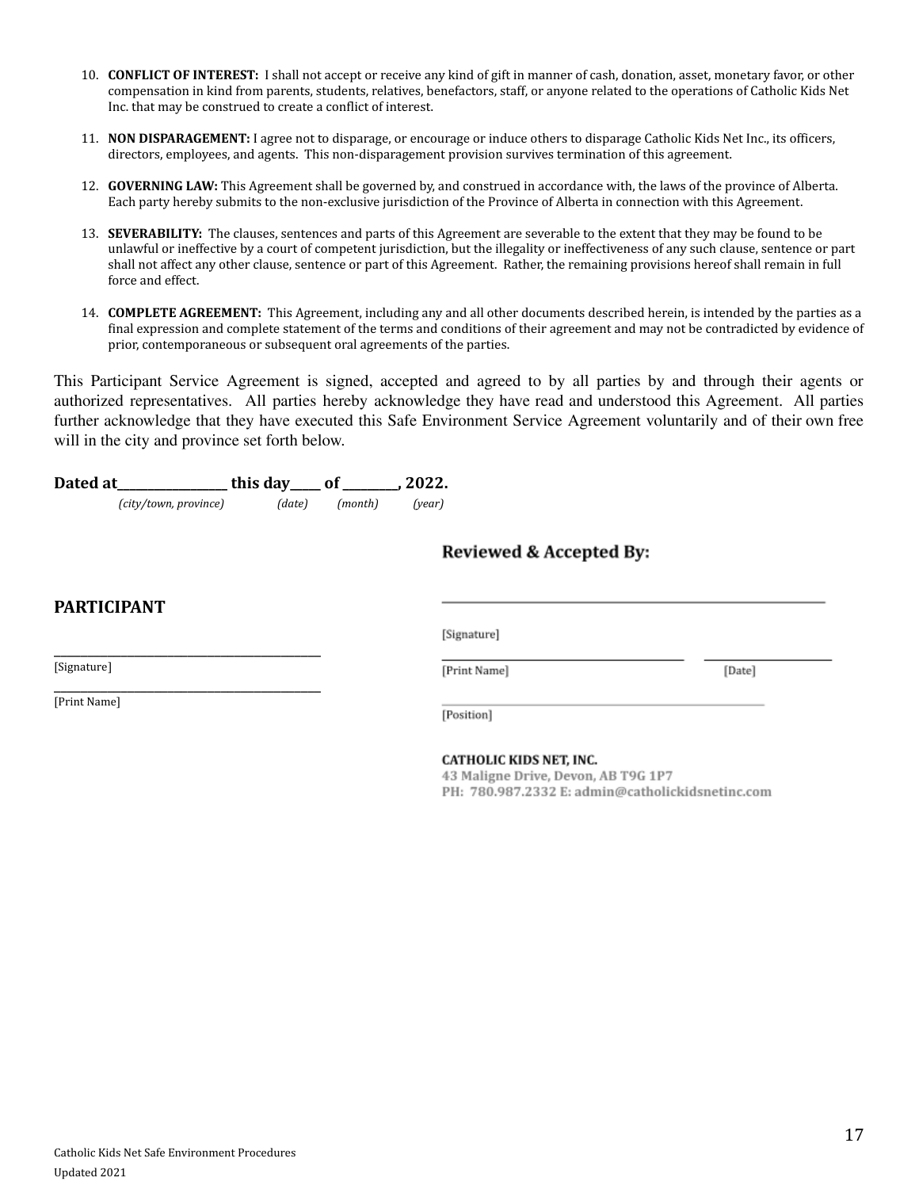10. **CONFLICT OF INTEREST:** I shall not accept or receive any kind of gift in manner of cash, donation, asset, monetary favor, or other compensation in kind from parents, students, relatives, benefactors, staff, or anyone related to the operations of Catholic Kids Net Inc. that may be construed to create a conflict of interest.

11. **NON DISPARAGEMENT:** I agree not to disparage, or encourage or induce others to disparage Catholic Kids Net Inc., its officers, directors, employees, and agents. This non-disparagement provision survives termination of this agreement.

12. **GOVERNING LAW:** This Agreement shall be governed by, and construed in accordance with, the laws of the province of Alberta. Each party hereby submits to the non-exclusive jurisdiction of the Province of Alberta in connection with this Agreement.

13. **SEVERABILITY:** The clauses, sentences and parts of this Agreement are severable to the extent that they may be found to be unlawful or ineffective by a court of competent jurisdiction, but the illegality or ineffectiveness of any such clause, sentence or part shall not affect any other clause, sentence or part of this Agreement. Rather, the remaining provisions hereof shall remain in full force and effect.

14. **COMPLETE AGREEMENT:** This Agreement, including any and all other documents described herein, is intended by the parties as a final expression and complete statement of the terms and conditions of their agreement and may not be contradicted by evidence of prior, contemporaneous or subsequent oral agreements of the parties.

This Participant Service Agreement is signed, accepted and agreed to by all parties by and through their agents or authorized representatives. All parties hereby acknowledge they have read and understood this Agreement. All parties further acknowledge that they have executed this Safe Environment Service Agreement voluntarily and of their own free will in the city and province set forth below.

**Dated at\_\_\_\_\_\_\_\_\_\_\_\_\_\_\_\_\_ this day\_\_\_\_\_ of \_\_\_\_\_\_\_\_\_, 2022.**
*(city/town, province) (date) (month) (year)*

**Reviewed & Accepted By:**

\_\_\_\_\_\_\_\_\_\_\_\_\_\_\_\_\_\_\_\_\_\_\_\_\_\_\_\_\_\_\_\_\_\_\_\_\_\_\_\_
[Signature]

\_\_\_\_\_\_\_\_\_\_\_\_\_\_\_\_\_\_\_\_\_\_\_\_\_\_\_\_ \_\_\_\_\_\_\_\_\_\_\_\_\_\_\_\_
[Print Name] [Date]

\_\_\_\_\_\_\_\_\_\_\_\_\_\_\_\_\_\_\_\_\_\_\_\_\_\_\_\_\_\_\_\_\_\_\_\_\_\_\_\_
[Position]

**CATHOLIC KIDS NET, INC.**
43 Maligne Drive, Devon, AB T9G 1P7
PH: 780.987.2332 E: admin@catholickidsnetinc.com

**PARTICIPANT**

\_\_\_\_\_\_\_\_\_\_\_\_\_\_\_\_\_\_\_\_\_\_\_\_\_\_\_\_\_\_\_\_\_\_\_\_\_\_\_\_
[Signature]

\_\_\_\_\_\_\_\_\_\_\_\_\_\_\_\_\_\_\_\_\_\_\_\_\_\_\_\_\_\_\_\_\_\_\_\_\_\_\_\_
[Print Name]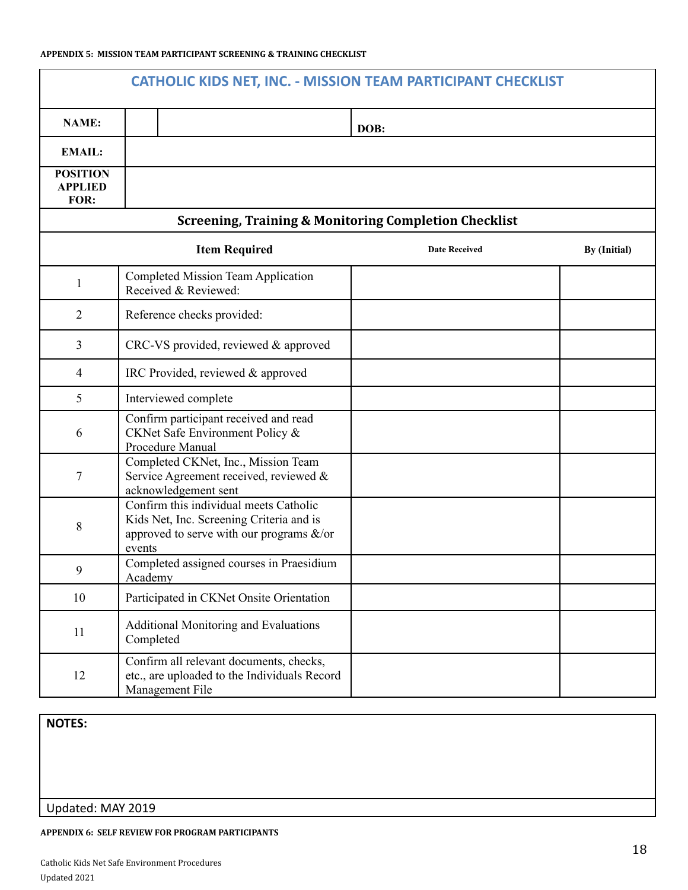**APPENDIX 5: MISSION TEAM PARTICIPANT SCREENING & TRAINING CHECKLIST**

## CATHOLIC KIDS NET, INC. - MISSION TEAM PARTICIPANT CHECKLIST

| | | |
|---|---|---|
| **NAME:** | | **DOB:** |
| **EMAIL:** | | |
| **POSITION APPLIED FOR:** | | |

### Screening, Training & Monitoring Completion Checklist

| | Item Required | Date Received | By (Initial) |
|---|---|---|---|
| 1 | Completed Mission Team Application Received & Reviewed: | | |
| 2 | Reference checks provided: | | |
| 3 | CRC-VS provided, reviewed & approved | | |
| 4 | IRC Provided, reviewed & approved | | |
| 5 | Interviewed complete | | |
| 6 | Confirm participant received and read CKNet Safe Environment Policy & Procedure Manual | | |
| 7 | Completed CKNet, Inc., Mission Team Service Agreement received, reviewed & acknowledgement sent | | |
| 8 | Confirm this individual meets Catholic Kids Net, Inc. Screening Criteria and is approved to serve with our programs &/or events | | |
| 9 | Completed assigned courses in Praesidium Academy | | |
| 10 | Participated in CKNet Onsite Orientation | | |
| 11 | Additional Monitoring and Evaluations Completed | | |
| 12 | Confirm all relevant documents, checks, etc., are uploaded to the Individuals Record Management File | | |

**NOTES:**

Updated: MAY 2019

**APPENDIX 6: SELF REVIEW FOR PROGRAM PARTICIPANTS**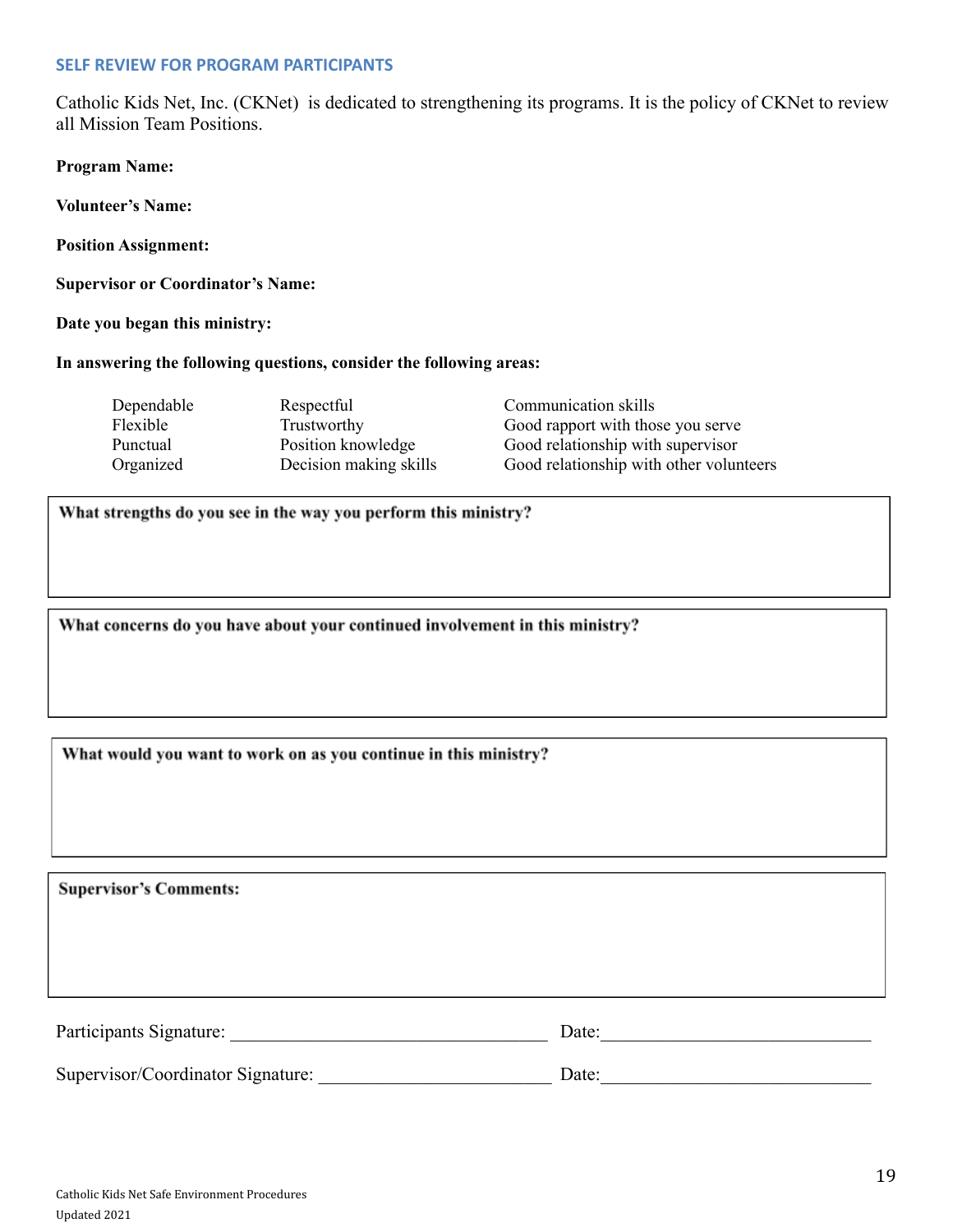## SELF REVIEW FOR PROGRAM PARTICIPANTS

Catholic Kids Net, Inc. (CKNet) is dedicated to strengthening its programs. It is the policy of CKNet to review all Mission Team Positions.

**Program Name:**

**Volunteer's Name:**

**Position Assignment:**

**Supervisor or Coordinator's Name:**

**Date you began this ministry:**

**In answering the following questions, consider the following areas:**

| | | |
|---|---|---|
| Dependable | Respectful | Communication skills |
| Flexible | Trustworthy | Good rapport with those you serve |
| Punctual | Position knowledge | Good relationship with supervisor |
| Organized | Decision making skills | Good relationship with other volunteers |

**What strengths do you see in the way you perform this ministry?**

**What concerns do you have about your continued involvement in this ministry?**

**What would you want to work on as you continue in this ministry?**

**Supervisor's Comments:**

Participants Signature: ___________________________________ Date:_____________________________

Supervisor/Coordinator Signature: _________________________ Date:_____________________________